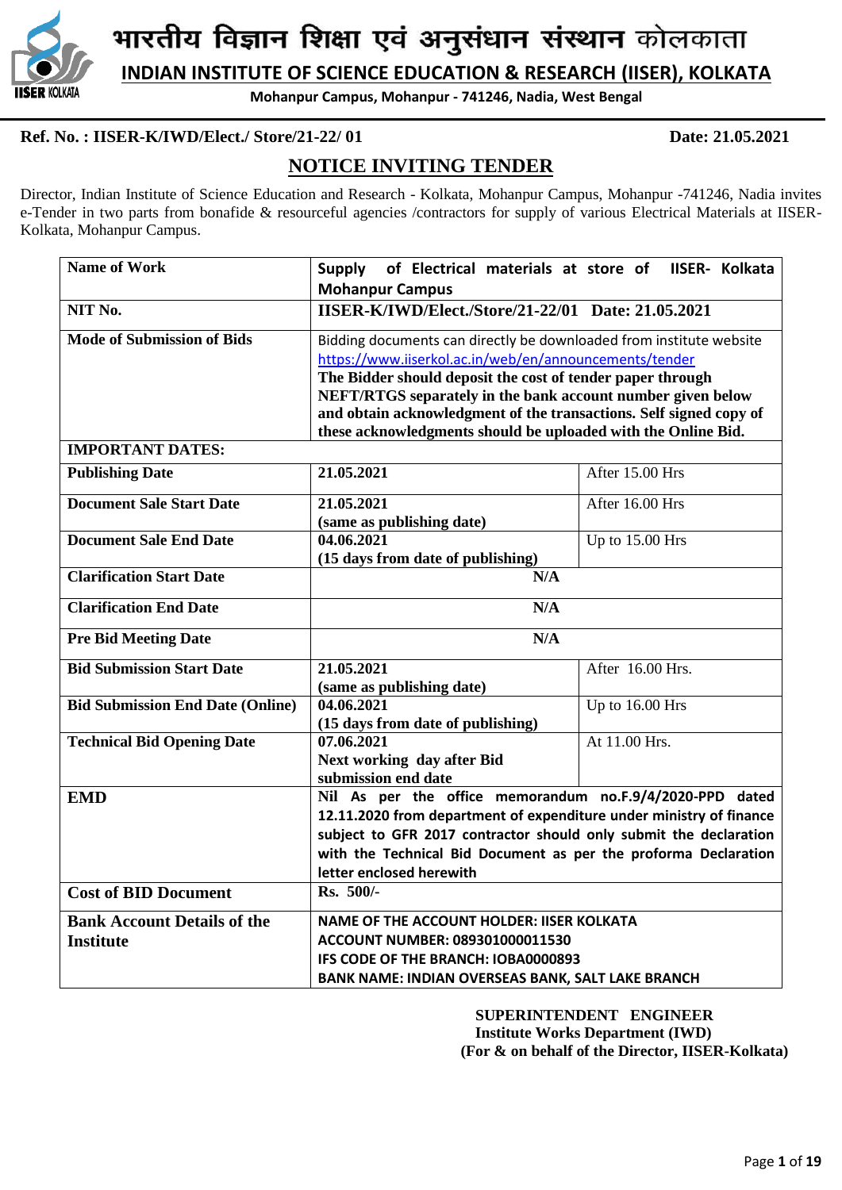# भारतीय विज्ञान शिक्षा एवं अनुसंधान संस्थान कोलकाता

## INDIAN INSTITUTE OF SCIENCE EDUCATION & RESEARCH (IISER), KOLKATA

**Mohanpur Campus, Mohanpur - 741246, Nadia, West Bengal**

**Ref. No. : IISER-K/IWD/Elect./ Store/21-22/ 01** **Date: 21.05.2021**

## NOTICE INVITING TENDER

Director, Indian Institute of Science Education and Research - Kolkata, Mohanpur Campus, Mohanpur -741246, Nadia invites e-Tender in two parts from bonafide & resourceful agencies /contractors for supply of various Electrical Materials at IISER-Kolkata, Mohanpur Campus.

| | | |
|---|---|---|
| **Name of Work** | **Supply of Electrical materials at store of IISER- Kolkata Mohanpur Campus** | |
| **NIT No.** | **IISER-K/IWD/Elect./Store/21-22/01 Date: 21.05.2021** | |
| **Mode of Submission of Bids** | Bidding documents can directly be downloaded from institute website https://www.iiserkol.ac.in/web/en/announcements/tender **The Bidder should deposit the cost of tender paper through NEFT/RTGS separately in the bank account number given below and obtain acknowledgment of the transactions. Self signed copy of these acknowledgments should be uploaded with the Online Bid.** | |
| **IMPORTANT DATES:** | | |
| **Publishing Date** | **21.05.2021** | After 15.00 Hrs |
| **Document Sale Start Date** | **21.05.2021 (same as publishing date)** | After 16.00 Hrs |
| **Document Sale End Date** | **04.06.2021 (15 days from date of publishing)** | Up to 15.00 Hrs |
| **Clarification Start Date** | **N/A** | |
| **Clarification End Date** | **N/A** | |
| **Pre Bid Meeting Date** | **N/A** | |
| **Bid Submission Start Date** | **21.05.2021 (same as publishing date)** | After 16.00 Hrs. |
| **Bid Submission End Date (Online)** | **04.06.2021 (15 days from date of publishing)** | Up to 16.00 Hrs |
| **Technical Bid Opening Date** | **07.06.2021 Next working day after Bid submission end date** | At 11.00 Hrs. |
| **EMD** | **Nil As per the office memorandum no.F.9/4/2020-PPD dated 12.11.2020 from department of expenditure under ministry of finance subject to GFR 2017 contractor should only submit the declaration with the Technical Bid Document as per the proforma Declaration letter enclosed herewith** | |
| **Cost of BID Document** | **Rs. 500/-** | |
| **Bank Account Details of the Institute** | **NAME OF THE ACCOUNT HOLDER: IISER KOLKATA ACCOUNT NUMBER: 089301000011530 IFS CODE OF THE BRANCH: IOBA0000893 BANK NAME: INDIAN OVERSEAS BANK, SALT LAKE BRANCH** | |

**SUPERINTENDENT ENGINEER**
**Institute Works Department (IWD)**
**(For & on behalf of the Director, IISER-Kolkata)**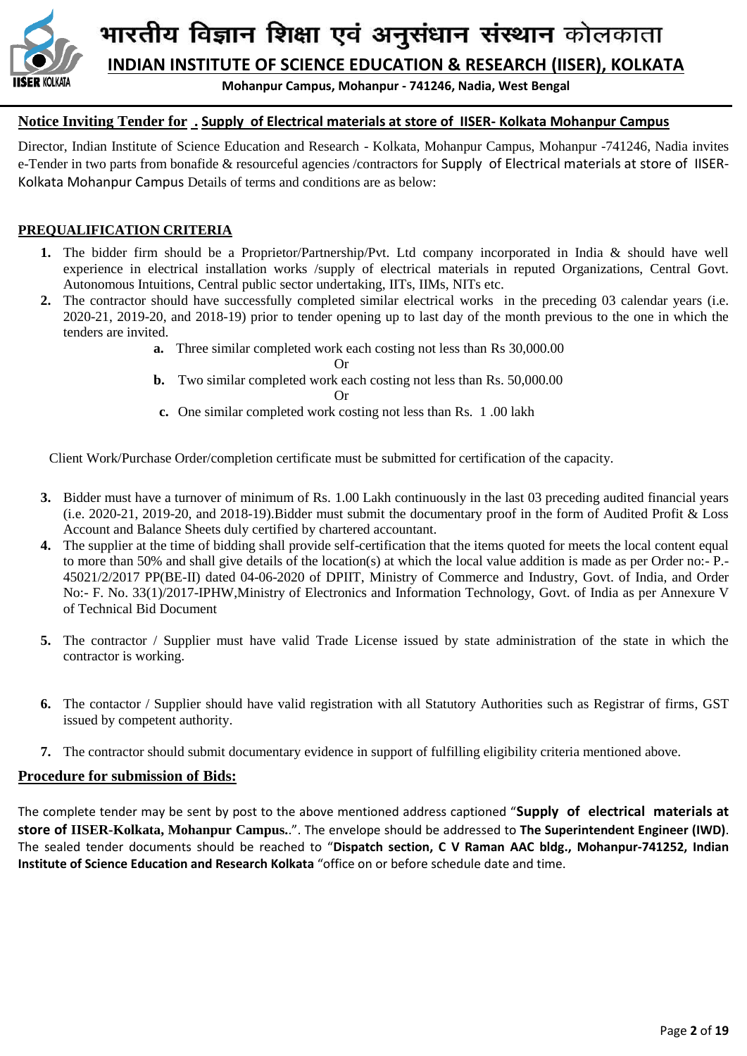# भारतीय विज्ञान शिक्षा एवं अनुसंधान संस्थान कोलकाता

## INDIAN INSTITUTE OF SCIENCE EDUCATION & RESEARCH (IISER), KOLKATA

**Mohanpur Campus, Mohanpur - 741246, Nadia, West Bengal**

**Notice Inviting Tender for . Supply of Electrical materials at store of IISER- Kolkata Mohanpur Campus**

Director, Indian Institute of Science Education and Research - Kolkata, Mohanpur Campus, Mohanpur -741246, Nadia invites e-Tender in two parts from bonafide & resourceful agencies /contractors for Supply of Electrical materials at store of IISER-Kolkata Mohanpur Campus Details of terms and conditions are as below:

### PREQUALIFICATION CRITERIA

1. The bidder firm should be a Proprietor/Partnership/Pvt. Ltd company incorporated in India & should have well experience in electrical installation works /supply of electrical materials in reputed Organizations, Central Govt. Autonomous Intuitions, Central public sector undertaking, IITs, IIMs, NITs etc.
2. The contractor should have successfully completed similar electrical works in the preceding 03 calendar years (i.e. 2020-21, 2019-20, and 2018-19) prior to tender opening up to last day of the month previous to the one in which the tenders are invited.
   - **a.** Three similar completed work each costing not less than Rs 30,000.00

     Or
   - **b.** Two similar completed work each costing not less than Rs. 50,000.00

     Or
   - **c.** One similar completed work costing not less than Rs. 1 .00 lakh

   Client Work/Purchase Order/completion certificate must be submitted for certification of the capacity.

3. Bidder must have a turnover of minimum of Rs. 1.00 Lakh continuously in the last 03 preceding audited financial years (i.e. 2020-21, 2019-20, and 2018-19).Bidder must submit the documentary proof in the form of Audited Profit & Loss Account and Balance Sheets duly certified by chartered accountant.
4. The supplier at the time of bidding shall provide self-certification that the items quoted for meets the local content equal to more than 50% and shall give details of the location(s) at which the local value addition is made as per Order no:- P.-45021/2/2017 PP(BE-II) dated 04-06-2020 of DPIIT, Ministry of Commerce and Industry, Govt. of India, and Order No:- F. No. 33(1)/2017-IPHW,Ministry of Electronics and Information Technology, Govt. of India as per Annexure V of Technical Bid Document
5. The contractor / Supplier must have valid Trade License issued by state administration of the state in which the contractor is working.
6. The contactor / Supplier should have valid registration with all Statutory Authorities such as Registrar of firms, GST issued by competent authority.
7. The contractor should submit documentary evidence in support of fulfilling eligibility criteria mentioned above.

### Procedure for submission of Bids:

The complete tender may be sent by post to the above mentioned address captioned "**Supply of electrical materials at store of IISER-Kolkata, Mohanpur Campus.**.". The envelope should be addressed to **The Superintendent Engineer (IWD)**. The sealed tender documents should be reached to "**Dispatch section, C V Raman AAC bldg., Mohanpur-741252, Indian Institute of Science Education and Research Kolkata** "office on or before schedule date and time.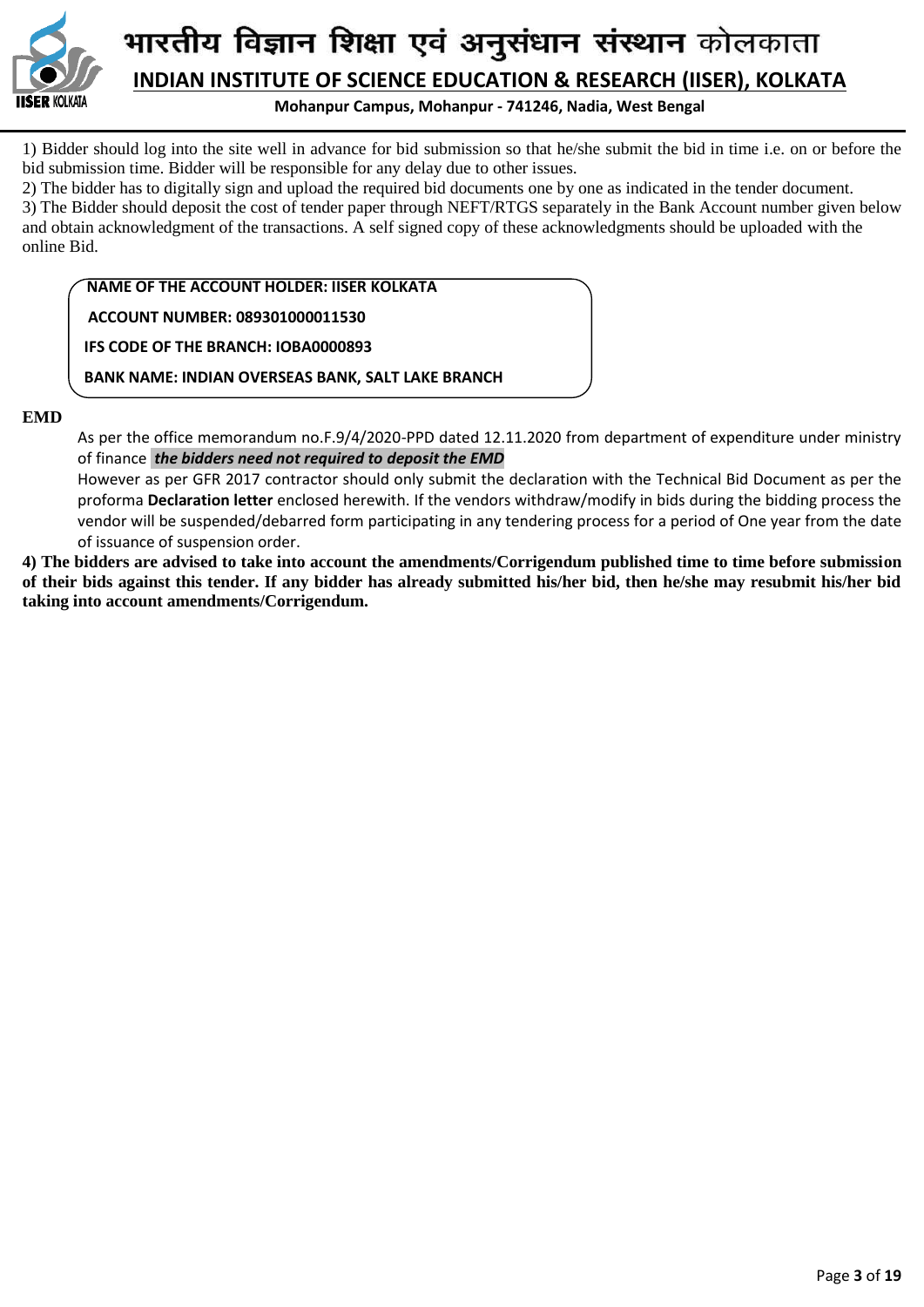1) Bidder should log into the site well in advance for bid submission so that he/she submit the bid in time i.e. on or before the bid submission time. Bidder will be responsible for any delay due to other issues.

2) The bidder has to digitally sign and upload the required bid documents one by one as indicated in the tender document.

3) The Bidder should deposit the cost of tender paper through NEFT/RTGS separately in the Bank Account number given below and obtain acknowledgment of the transactions. A self signed copy of these acknowledgments should be uploaded with the online Bid.

**NAME OF THE ACCOUNT HOLDER: IISER KOLKATA**

**ACCOUNT NUMBER: 089301000011530**

**IFS CODE OF THE BRANCH: IOBA0000893**

**BANK NAME: INDIAN OVERSEAS BANK, SALT LAKE BRANCH**

**EMD**

As per the office memorandum no.F.9/4/2020-PPD dated 12.11.2020 from department of expenditure under ministry of finance ***the bidders need not required to deposit the EMD***

However as per GFR 2017 contractor should only submit the declaration with the Technical Bid Document as per the proforma **Declaration letter** enclosed herewith. If the vendors withdraw/modify in bids during the bidding process the vendor will be suspended/debarred form participating in any tendering process for a period of One year from the date of issuance of suspension order.

**4) The bidders are advised to take into account the amendments/Corrigendum published time to time before submission of their bids against this tender. If any bidder has already submitted his/her bid, then he/she may resubmit his/her bid taking into account amendments/Corrigendum.**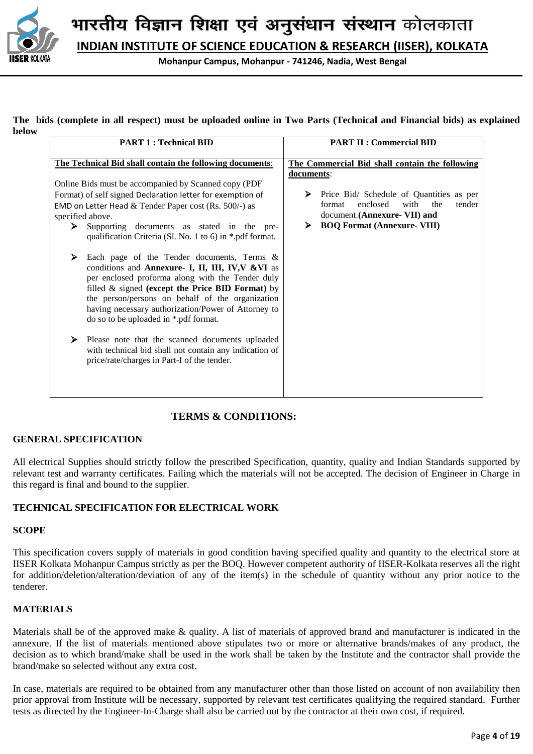**The bids (complete in all respect) must be uploaded online in Two Parts (Technical and Financial bids) as explained below**

| PART 1 : Technical BID | PART II : Commercial BID |
|---|---|
| **The Technical Bid shall contain the following documents**:<br><br>Online Bids must be accompanied by Scanned copy (PDF Format) of self signed Declaration letter for exemption of EMD on Letter Head & Tender Paper cost (Rs. 500/-) as specified above.<br>➢ Supporting documents as stated in the pre-qualification Criteria (Sl. No. 1 to 6) in *.pdf format.<br><br>➢ Each page of the Tender documents, Terms & conditions and **Annexure- I, II, III, IV,V &VI** as per enclosed proforma along with the Tender duly filled & signed **(except the Price BID Format)** by the person/persons on behalf of the organization having necessary authorization/Power of Attorney to do so to be uploaded in *.pdf format.<br><br>➢ Please note that the scanned documents uploaded with technical bid shall not contain any indication of price/rate/charges in Part-I of the tender. | **The Commercial Bid shall contain the following documents**:<br><br>➢ Price Bid/ Schedule of Quantities as per format enclosed with the tender document.**(Annexure- VII) and**<br>➢ **BOQ Format (Annexure- VIII)** |

## TERMS & CONDITIONS:

### GENERAL SPECIFICATION

All electrical Supplies should strictly follow the prescribed Specification, quantity, quality and Indian Standards supported by relevant test and warranty certificates. Failing which the materials will not be accepted. The decision of Engineer in Charge in this regard is final and bound to the supplier.

### TECHNICAL SPECIFICATION FOR ELECTRICAL WORK

### SCOPE

This specification covers supply of materials in good condition having specified quality and quantity to the electrical store at IISER Kolkata Mohanpur Campus strictly as per the BOQ. However competent authority of IISER-Kolkata reserves all the right for addition/deletion/alteration/deviation of any of the item(s) in the schedule of quantity without any prior notice to the tenderer.

### MATERIALS

Materials shall be of the approved make & quality. A list of materials of approved brand and manufacturer is indicated in the annexure. If the list of materials mentioned above stipulates two or more or alternative brands/makes of any product, the decision as to which brand/make shall be used in the work shall be taken by the Institute and the contractor shall provide the brand/make so selected without any extra cost.

In case, materials are required to be obtained from any manufacturer other than those listed on account of non availability then prior approval from Institute will be necessary, supported by relevant test certificates qualifying the required standard. Further tests as directed by the Engineer-In-Charge shall also be carried out by the contractor at their own cost, if required.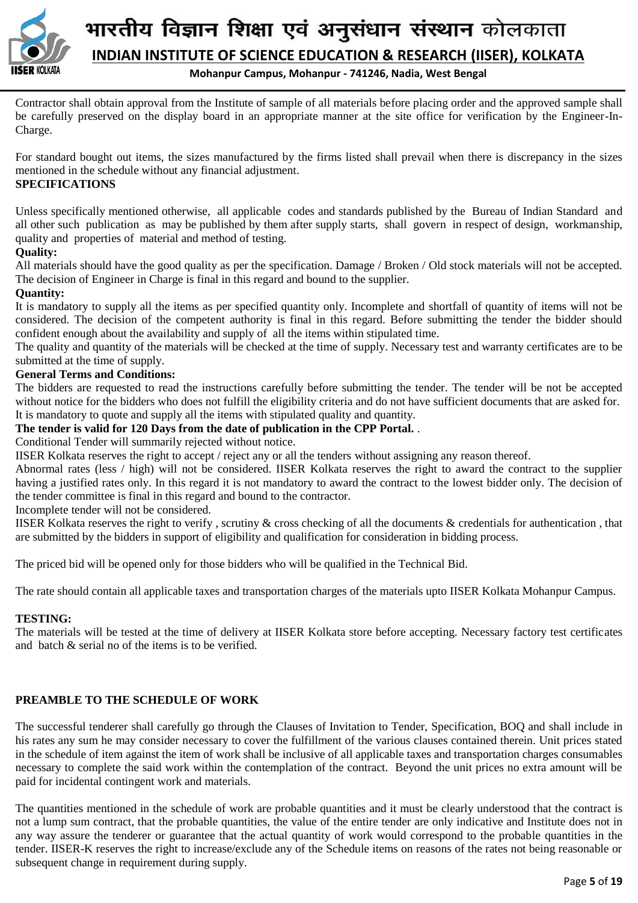Contractor shall obtain approval from the Institute of sample of all materials before placing order and the approved sample shall be carefully preserved on the display board in an appropriate manner at the site office for verification by the Engineer-In-Charge.

For standard bought out items, the sizes manufactured by the firms listed shall prevail when there is discrepancy in the sizes mentioned in the schedule without any financial adjustment.

**SPECIFICATIONS**

Unless specifically mentioned otherwise, all applicable codes and standards published by the Bureau of Indian Standard and all other such publication as may be published by them after supply starts, shall govern in respect of design, workmanship, quality and properties of material and method of testing.

**Quality:**

All materials should have the good quality as per the specification. Damage / Broken / Old stock materials will not be accepted. The decision of Engineer in Charge is final in this regard and bound to the supplier.

**Quantity:**

It is mandatory to supply all the items as per specified quantity only. Incomplete and shortfall of quantity of items will not be considered. The decision of the competent authority is final in this regard. Before submitting the tender the bidder should confident enough about the availability and supply of all the items within stipulated time.

The quality and quantity of the materials will be checked at the time of supply. Necessary test and warranty certificates are to be submitted at the time of supply.

**General Terms and Conditions:**

The bidders are requested to read the instructions carefully before submitting the tender. The tender will be not be accepted without notice for the bidders who does not fulfill the eligibility criteria and do not have sufficient documents that are asked for.

It is mandatory to quote and supply all the items with stipulated quality and quantity.

**The tender is valid for 120 Days from the date of publication in the CPP Portal.** .

Conditional Tender will summarily rejected without notice.

IISER Kolkata reserves the right to accept / reject any or all the tenders without assigning any reason thereof.

Abnormal rates (less / high) will not be considered. IISER Kolkata reserves the right to award the contract to the supplier having a justified rates only. In this regard it is not mandatory to award the contract to the lowest bidder only. The decision of the tender committee is final in this regard and bound to the contractor.

Incomplete tender will not be considered.

IISER Kolkata reserves the right to verify , scrutiny & cross checking of all the documents & credentials for authentication , that are submitted by the bidders in support of eligibility and qualification for consideration in bidding process.

The priced bid will be opened only for those bidders who will be qualified in the Technical Bid.

The rate should contain all applicable taxes and transportation charges of the materials upto IISER Kolkata Mohanpur Campus.

**TESTING:**

The materials will be tested at the time of delivery at IISER Kolkata store before accepting. Necessary factory test certificates and batch & serial no of the items is to be verified.

**PREAMBLE TO THE SCHEDULE OF WORK**

The successful tenderer shall carefully go through the Clauses of Invitation to Tender, Specification, BOQ and shall include in his rates any sum he may consider necessary to cover the fulfillment of the various clauses contained therein. Unit prices stated in the schedule of item against the item of work shall be inclusive of all applicable taxes and transportation charges consumables necessary to complete the said work within the contemplation of the contract. Beyond the unit prices no extra amount will be paid for incidental contingent work and materials.

The quantities mentioned in the schedule of work are probable quantities and it must be clearly understood that the contract is not a lump sum contract, that the probable quantities, the value of the entire tender are only indicative and Institute does not in any way assure the tenderer or guarantee that the actual quantity of work would correspond to the probable quantities in the tender. IISER-K reserves the right to increase/exclude any of the Schedule items on reasons of the rates not being reasonable or subsequent change in requirement during supply.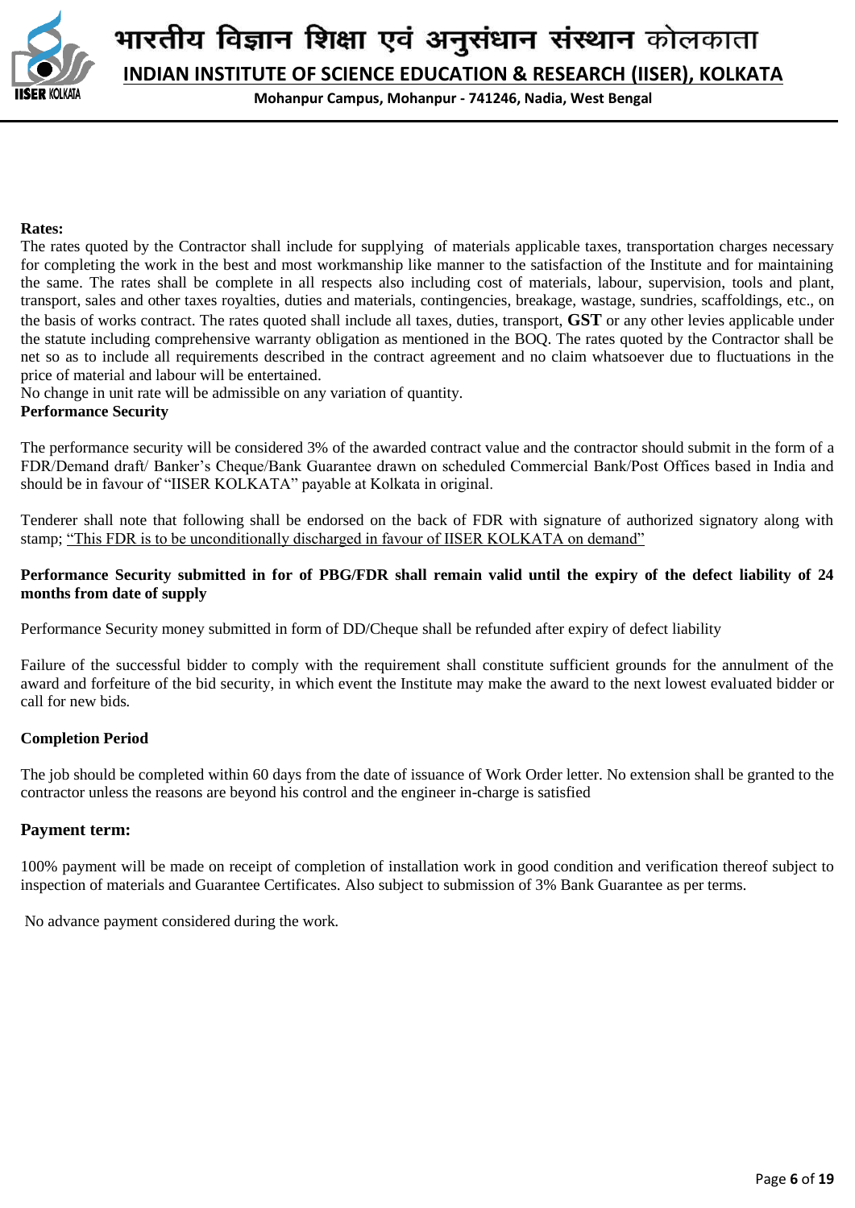**Rates:**

The rates quoted by the Contractor shall include for supplying of materials applicable taxes, transportation charges necessary for completing the work in the best and most workmanship like manner to the satisfaction of the Institute and for maintaining the same. The rates shall be complete in all respects also including cost of materials, labour, supervision, tools and plant, transport, sales and other taxes royalties, duties and materials, contingencies, breakage, wastage, sundries, scaffoldings, etc., on the basis of works contract. The rates quoted shall include all taxes, duties, transport, **GST** or any other levies applicable under the statute including comprehensive warranty obligation as mentioned in the BOQ. The rates quoted by the Contractor shall be net so as to include all requirements described in the contract agreement and no claim whatsoever due to fluctuations in the price of material and labour will be entertained.

No change in unit rate will be admissible on any variation of quantity.

**Performance Security**

The performance security will be considered 3% of the awarded contract value and the contractor should submit in the form of a FDR/Demand draft/ Banker's Cheque/Bank Guarantee drawn on scheduled Commercial Bank/Post Offices based in India and should be in favour of "IISER KOLKATA" payable at Kolkata in original.

Tenderer shall note that following shall be endorsed on the back of FDR with signature of authorized signatory along with stamp; "This FDR is to be unconditionally discharged in favour of IISER KOLKATA on demand"

**Performance Security submitted in for of PBG/FDR shall remain valid until the expiry of the defect liability of 24 months from date of supply**

Performance Security money submitted in form of DD/Cheque shall be refunded after expiry of defect liability

Failure of the successful bidder to comply with the requirement shall constitute sufficient grounds for the annulment of the award and forfeiture of the bid security, in which event the Institute may make the award to the next lowest evaluated bidder or call for new bids.

**Completion Period**

The job should be completed within 60 days from the date of issuance of Work Order letter. No extension shall be granted to the contractor unless the reasons are beyond his control and the engineer in-charge is satisfied

**Payment term:**

100% payment will be made on receipt of completion of installation work in good condition and verification thereof subject to inspection of materials and Guarantee Certificates. Also subject to submission of 3% Bank Guarantee as per terms.

No advance payment considered during the work.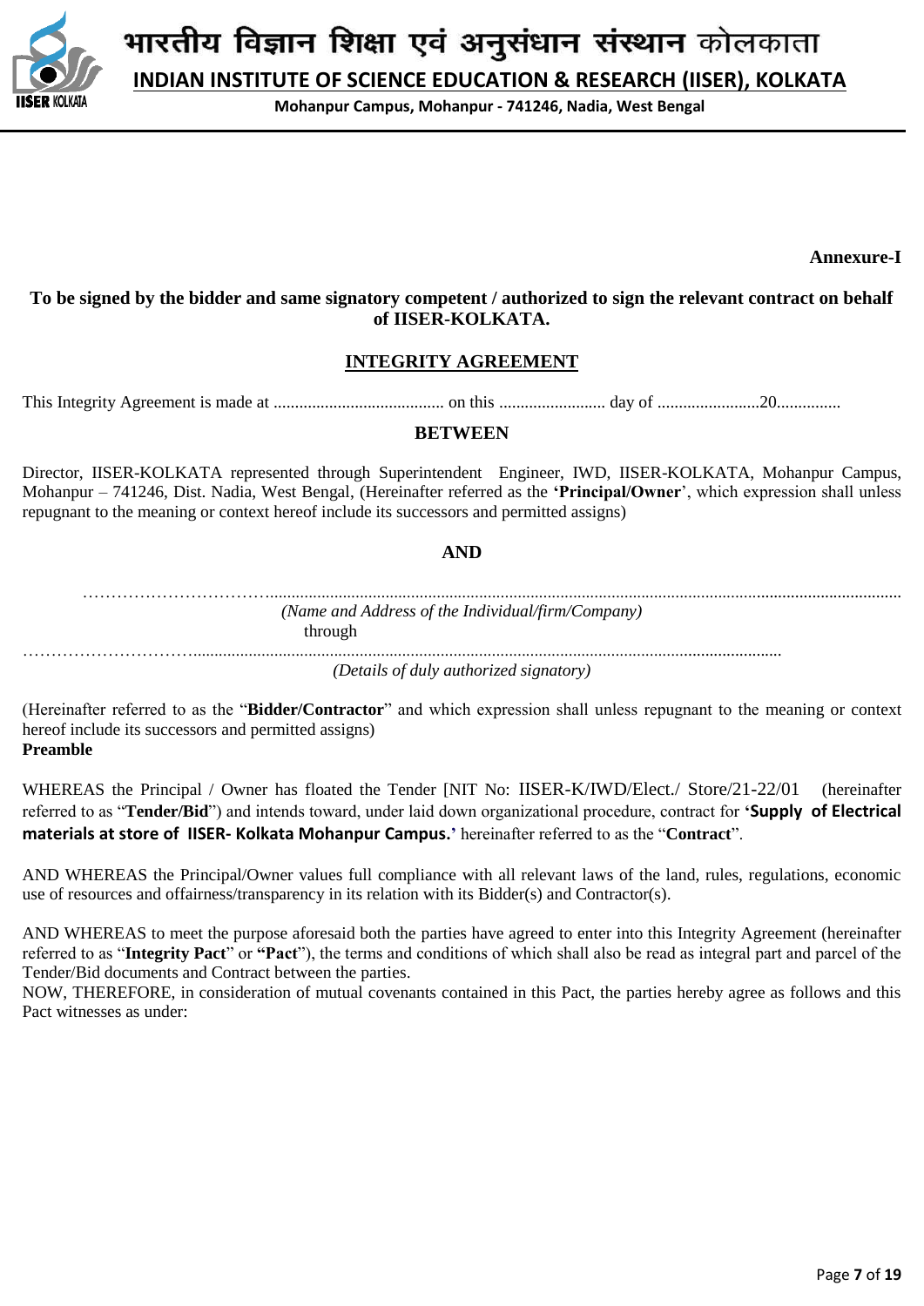Annexure-I

**To be signed by the bidder and same signatory competent / authorized to sign the relevant contract on behalf of IISER-KOLKATA.**

## INTEGRITY AGREEMENT

This Integrity Agreement is made at ........................................ on this ......................... day of ........................20...............

**BETWEEN**

Director, IISER-KOLKATA represented through Superintendent Engineer, IWD, IISER-KOLKATA, Mohanpur Campus, Mohanpur – 741246, Dist. Nadia, West Bengal, (Hereinafter referred as the **'Principal/Owner**', which expression shall unless repugnant to the meaning or context hereof include its successors and permitted assigns)

**AND**

……………………………......................................................................................................................................................

*(Name and Address of the Individual/firm/Company)*

through

…………………………….........................................................................................................................................

*(Details of duly authorized signatory)*

(Hereinafter referred to as the "**Bidder/Contractor**" and which expression shall unless repugnant to the meaning or context hereof include its successors and permitted assigns)

**Preamble**

WHEREAS the Principal / Owner has floated the Tender [NIT No: IISER-K/IWD/Elect./ Store/21-22/01 (hereinafter referred to as "**Tender/Bid**") and intends toward, under laid down organizational procedure, contract for **'Supply of Electrical materials at store of IISER- Kolkata Mohanpur Campus.'** hereinafter referred to as the "**Contract**".

AND WHEREAS the Principal/Owner values full compliance with all relevant laws of the land, rules, regulations, economic use of resources and offairness/transparency in its relation with its Bidder(s) and Contractor(s).

AND WHEREAS to meet the purpose aforesaid both the parties have agreed to enter into this Integrity Agreement (hereinafter referred to as "**Integrity Pact**" or **"Pact**"), the terms and conditions of which shall also be read as integral part and parcel of the Tender/Bid documents and Contract between the parties.

NOW, THEREFORE, in consideration of mutual covenants contained in this Pact, the parties hereby agree as follows and this Pact witnesses as under: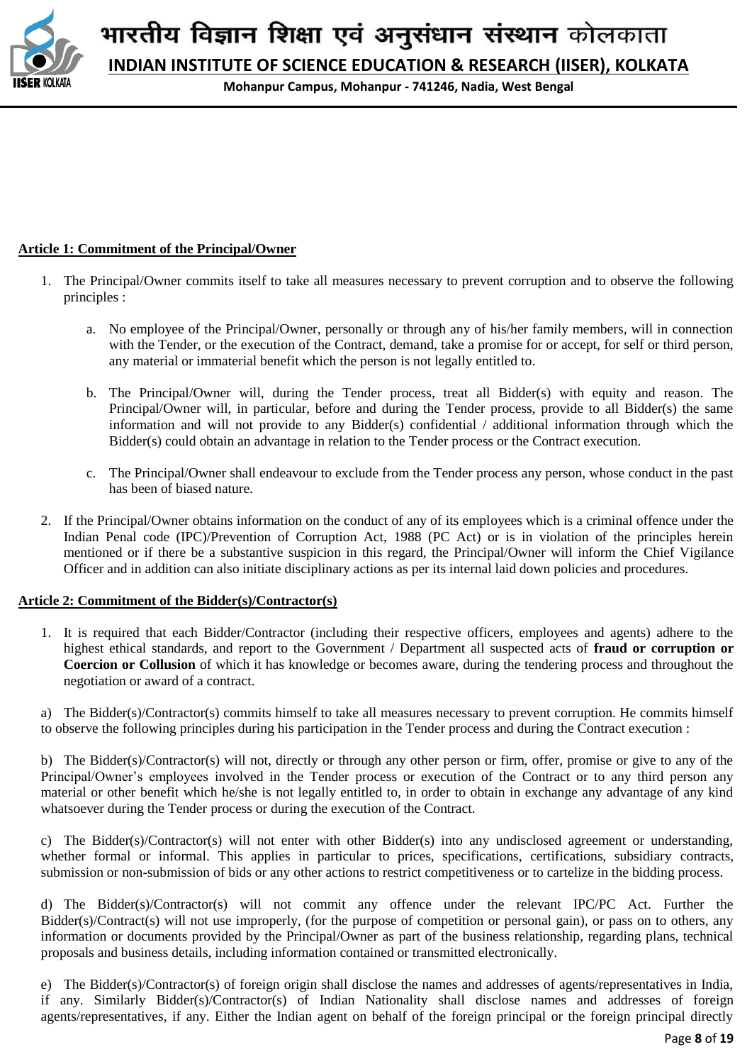**Article 1: Commitment of the Principal/Owner**

1. The Principal/Owner commits itself to take all measures necessary to prevent corruption and to observe the following principles :

   a. No employee of the Principal/Owner, personally or through any of his/her family members, will in connection with the Tender, or the execution of the Contract, demand, take a promise for or accept, for self or third person, any material or immaterial benefit which the person is not legally entitled to.

   b. The Principal/Owner will, during the Tender process, treat all Bidder(s) with equity and reason. The Principal/Owner will, in particular, before and during the Tender process, provide to all Bidder(s) the same information and will not provide to any Bidder(s) confidential / additional information through which the Bidder(s) could obtain an advantage in relation to the Tender process or the Contract execution.

   c. The Principal/Owner shall endeavour to exclude from the Tender process any person, whose conduct in the past has been of biased nature.

2. If the Principal/Owner obtains information on the conduct of any of its employees which is a criminal offence under the Indian Penal code (IPC)/Prevention of Corruption Act, 1988 (PC Act) or is in violation of the principles herein mentioned or if there be a substantive suspicion in this regard, the Principal/Owner will inform the Chief Vigilance Officer and in addition can also initiate disciplinary actions as per its internal laid down policies and procedures.

**Article 2: Commitment of the Bidder(s)/Contractor(s)**

1. It is required that each Bidder/Contractor (including their respective officers, employees and agents) adhere to the highest ethical standards, and report to the Government / Department all suspected acts of **fraud or corruption or Coercion or Collusion** of which it has knowledge or becomes aware, during the tendering process and throughout the negotiation or award of a contract.

a) The Bidder(s)/Contractor(s) commits himself to take all measures necessary to prevent corruption. He commits himself to observe the following principles during his participation in the Tender process and during the Contract execution :

b) The Bidder(s)/Contractor(s) will not, directly or through any other person or firm, offer, promise or give to any of the Principal/Owner's employees involved in the Tender process or execution of the Contract or to any third person any material or other benefit which he/she is not legally entitled to, in order to obtain in exchange any advantage of any kind whatsoever during the Tender process or during the execution of the Contract.

c) The Bidder(s)/Contractor(s) will not enter with other Bidder(s) into any undisclosed agreement or understanding, whether formal or informal. This applies in particular to prices, specifications, certifications, subsidiary contracts, submission or non-submission of bids or any other actions to restrict competitiveness or to cartelize in the bidding process.

d) The Bidder(s)/Contractor(s) will not commit any offence under the relevant IPC/PC Act. Further the Bidder(s)/Contract(s) will not use improperly, (for the purpose of competition or personal gain), or pass on to others, any information or documents provided by the Principal/Owner as part of the business relationship, regarding plans, technical proposals and business details, including information contained or transmitted electronically.

e) The Bidder(s)/Contractor(s) of foreign origin shall disclose the names and addresses of agents/representatives in India, if any. Similarly Bidder(s)/Contractor(s) of Indian Nationality shall disclose names and addresses of foreign agents/representatives, if any. Either the Indian agent on behalf of the foreign principal or the foreign principal directly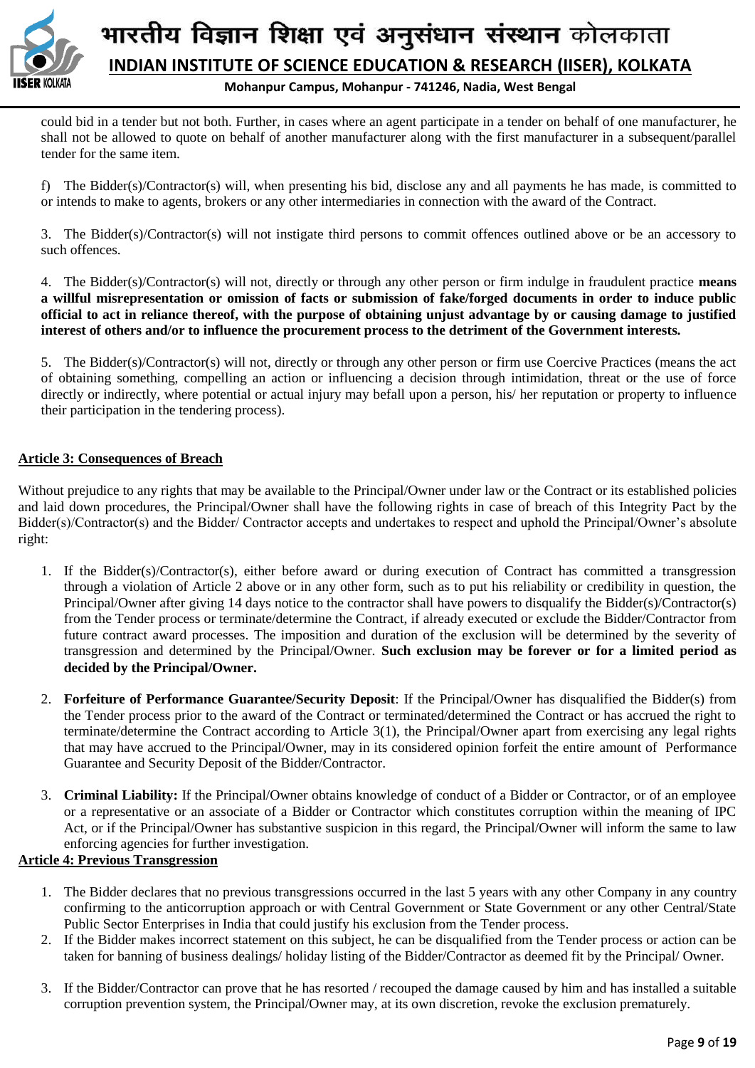could bid in a tender but not both. Further, in cases where an agent participate in a tender on behalf of one manufacturer, he shall not be allowed to quote on behalf of another manufacturer along with the first manufacturer in a subsequent/parallel tender for the same item.

f) The Bidder(s)/Contractor(s) will, when presenting his bid, disclose any and all payments he has made, is committed to or intends to make to agents, brokers or any other intermediaries in connection with the award of the Contract.

3. The Bidder(s)/Contractor(s) will not instigate third persons to commit offences outlined above or be an accessory to such offences.

4. The Bidder(s)/Contractor(s) will not, directly or through any other person or firm indulge in fraudulent practice **means a willful misrepresentation or omission of facts or submission of fake/forged documents in order to induce public official to act in reliance thereof, with the purpose of obtaining unjust advantage by or causing damage to justified interest of others and/or to influence the procurement process to the detriment of the Government interests.**

5. The Bidder(s)/Contractor(s) will not, directly or through any other person or firm use Coercive Practices (means the act of obtaining something, compelling an action or influencing a decision through intimidation, threat or the use of force directly or indirectly, where potential or actual injury may befall upon a person, his/ her reputation or property to influence their participation in the tendering process).

**Article 3: Consequences of Breach**

Without prejudice to any rights that may be available to the Principal/Owner under law or the Contract or its established policies and laid down procedures, the Principal/Owner shall have the following rights in case of breach of this Integrity Pact by the Bidder(s)/Contractor(s) and the Bidder/ Contractor accepts and undertakes to respect and uphold the Principal/Owner's absolute right:

1. If the Bidder(s)/Contractor(s), either before award or during execution of Contract has committed a transgression through a violation of Article 2 above or in any other form, such as to put his reliability or credibility in question, the Principal/Owner after giving 14 days notice to the contractor shall have powers to disqualify the Bidder(s)/Contractor(s) from the Tender process or terminate/determine the Contract, if already executed or exclude the Bidder/Contractor from future contract award processes. The imposition and duration of the exclusion will be determined by the severity of transgression and determined by the Principal/Owner. **Such exclusion may be forever or for a limited period as decided by the Principal/Owner.**

2. **Forfeiture of Performance Guarantee/Security Deposit**: If the Principal/Owner has disqualified the Bidder(s) from the Tender process prior to the award of the Contract or terminated/determined the Contract or has accrued the right to terminate/determine the Contract according to Article 3(1), the Principal/Owner apart from exercising any legal rights that may have accrued to the Principal/Owner, may in its considered opinion forfeit the entire amount of Performance Guarantee and Security Deposit of the Bidder/Contractor.

3. **Criminal Liability:** If the Principal/Owner obtains knowledge of conduct of a Bidder or Contractor, or of an employee or a representative or an associate of a Bidder or Contractor which constitutes corruption within the meaning of IPC Act, or if the Principal/Owner has substantive suspicion in this regard, the Principal/Owner will inform the same to law enforcing agencies for further investigation.

**Article 4: Previous Transgression**

1. The Bidder declares that no previous transgressions occurred in the last 5 years with any other Company in any country confirming to the anticorruption approach or with Central Government or State Government or any other Central/State Public Sector Enterprises in India that could justify his exclusion from the Tender process.
2. If the Bidder makes incorrect statement on this subject, he can be disqualified from the Tender process or action can be taken for banning of business dealings/ holiday listing of the Bidder/Contractor as deemed fit by the Principal/ Owner.
3. If the Bidder/Contractor can prove that he has resorted / recouped the damage caused by him and has installed a suitable corruption prevention system, the Principal/Owner may, at its own discretion, revoke the exclusion prematurely.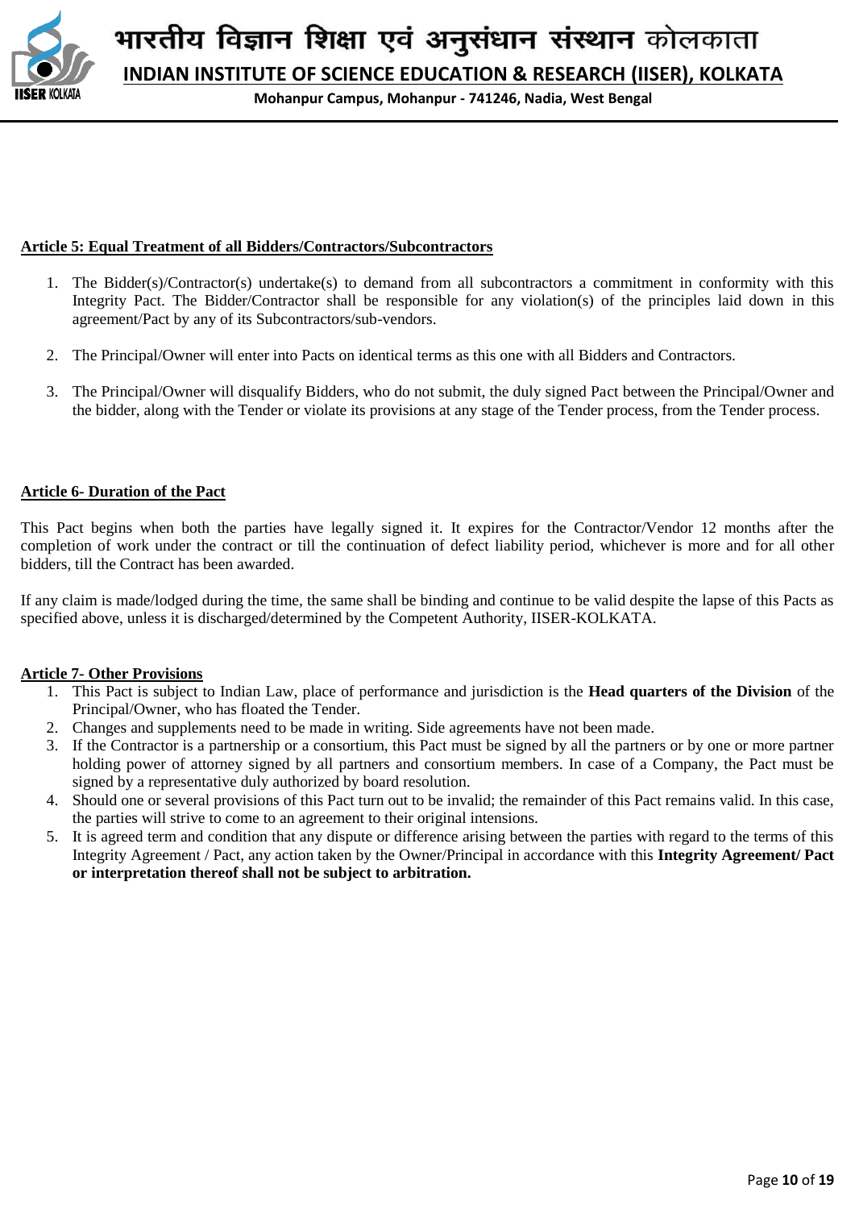**Article 5: Equal Treatment of all Bidders/Contractors/Subcontractors**

1. The Bidder(s)/Contractor(s) undertake(s) to demand from all subcontractors a commitment in conformity with this Integrity Pact. The Bidder/Contractor shall be responsible for any violation(s) of the principles laid down in this agreement/Pact by any of its Subcontractors/sub-vendors.

2. The Principal/Owner will enter into Pacts on identical terms as this one with all Bidders and Contractors.

3. The Principal/Owner will disqualify Bidders, who do not submit, the duly signed Pact between the Principal/Owner and the bidder, along with the Tender or violate its provisions at any stage of the Tender process, from the Tender process.

**Article 6- Duration of the Pact**

This Pact begins when both the parties have legally signed it. It expires for the Contractor/Vendor 12 months after the completion of work under the contract or till the continuation of defect liability period, whichever is more and for all other bidders, till the Contract has been awarded.

If any claim is made/lodged during the time, the same shall be binding and continue to be valid despite the lapse of this Pacts as specified above, unless it is discharged/determined by the Competent Authority, IISER-KOLKATA.

**Article 7- Other Provisions**

1. This Pact is subject to Indian Law, place of performance and jurisdiction is the **Head quarters of the Division** of the Principal/Owner, who has floated the Tender.
2. Changes and supplements need to be made in writing. Side agreements have not been made.
3. If the Contractor is a partnership or a consortium, this Pact must be signed by all the partners or by one or more partner holding power of attorney signed by all partners and consortium members. In case of a Company, the Pact must be signed by a representative duly authorized by board resolution.
4. Should one or several provisions of this Pact turn out to be invalid; the remainder of this Pact remains valid. In this case, the parties will strive to come to an agreement to their original intensions.
5. It is agreed term and condition that any dispute or difference arising between the parties with regard to the terms of this Integrity Agreement / Pact, any action taken by the Owner/Principal in accordance with this **Integrity Agreement/ Pact or interpretation thereof shall not be subject to arbitration.**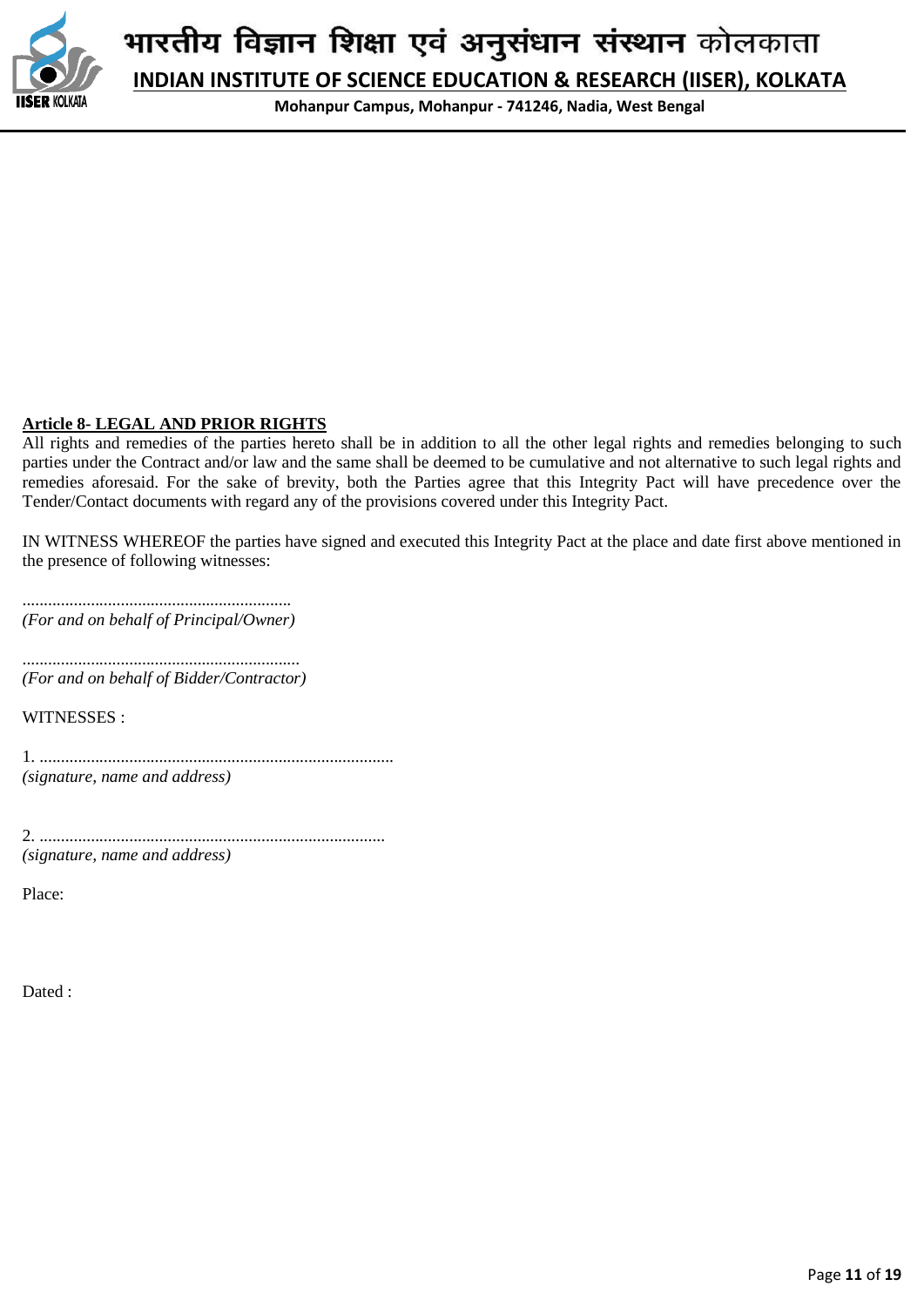**Article 8- LEGAL AND PRIOR RIGHTS**

All rights and remedies of the parties hereto shall be in addition to all the other legal rights and remedies belonging to such parties under the Contract and/or law and the same shall be deemed to be cumulative and not alternative to such legal rights and remedies aforesaid. For the sake of brevity, both the Parties agree that this Integrity Pact will have precedence over the Tender/Contact documents with regard any of the provisions covered under this Integrity Pact.

IN WITNESS WHEREOF the parties have signed and executed this Integrity Pact at the place and date first above mentioned in the presence of following witnesses:

..............................................................
*(For and on behalf of Principal/Owner)*

................................................................
*(For and on behalf of Bidder/Contractor)*

WITNESSES :

1. ..................................................................................
*(signature, name and address)*

2. ................................................................................
*(signature, name and address)*

Place:

Dated :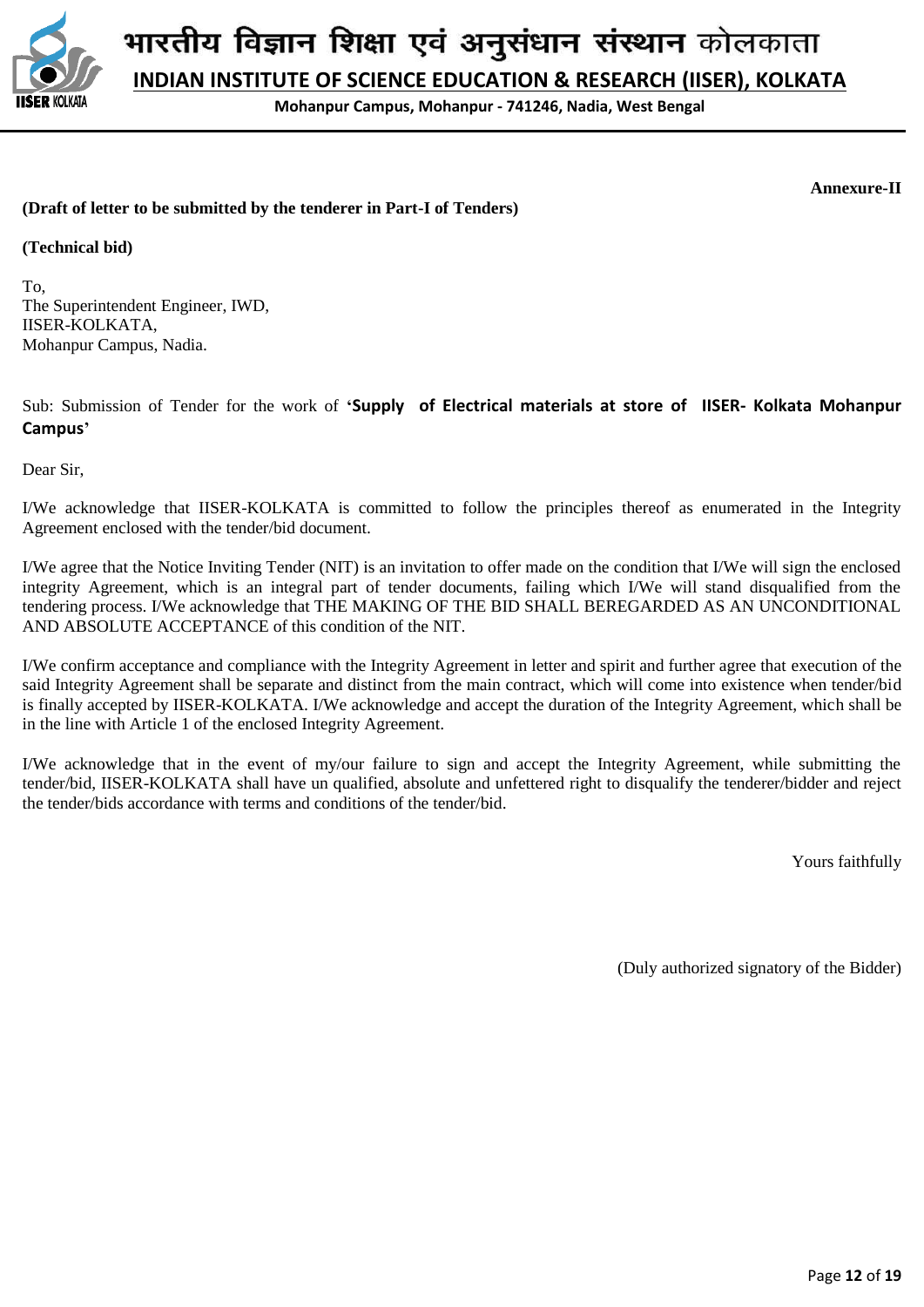# भारतीय विज्ञान शिक्षा एवं अनुसंधान संस्थान कोलकाता

**INDIAN INSTITUTE OF SCIENCE EDUCATION & RESEARCH (IISER), KOLKATA**

**Mohanpur Campus, Mohanpur - 741246, Nadia, West Bengal**

**Annexure-II**

**(Draft of letter to be submitted by the tenderer in Part-I of Tenders)**

**(Technical bid)**

To,
The Superintendent Engineer, IWD,
IISER-KOLKATA,
Mohanpur Campus, Nadia.

Sub: Submission of Tender for the work of '**Supply of Electrical materials at store of IISER- Kolkata Mohanpur Campus**'

Dear Sir,

I/We acknowledge that IISER-KOLKATA is committed to follow the principles thereof as enumerated in the Integrity Agreement enclosed with the tender/bid document.

I/We agree that the Notice Inviting Tender (NIT) is an invitation to offer made on the condition that I/We will sign the enclosed integrity Agreement, which is an integral part of tender documents, failing which I/We will stand disqualified from the tendering process. I/We acknowledge that THE MAKING OF THE BID SHALL BEREGARDED AS AN UNCONDITIONAL AND ABSOLUTE ACCEPTANCE of this condition of the NIT.

I/We confirm acceptance and compliance with the Integrity Agreement in letter and spirit and further agree that execution of the said Integrity Agreement shall be separate and distinct from the main contract, which will come into existence when tender/bid is finally accepted by IISER-KOLKATA. I/We acknowledge and accept the duration of the Integrity Agreement, which shall be in the line with Article 1 of the enclosed Integrity Agreement.

I/We acknowledge that in the event of my/our failure to sign and accept the Integrity Agreement, while submitting the tender/bid, IISER-KOLKATA shall have un qualified, absolute and unfettered right to disqualify the tenderer/bidder and reject the tender/bids accordance with terms and conditions of the tender/bid.

Yours faithfully

(Duly authorized signatory of the Bidder)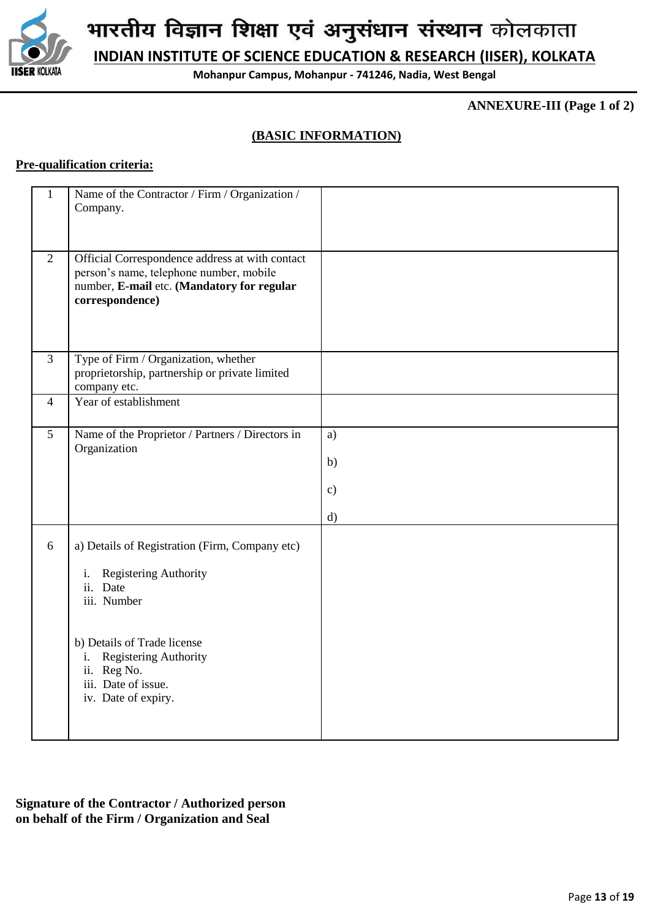# भारतीय विज्ञान शिक्षा एवं अनुसंधान संस्थान कोलकाता

## INDIAN INSTITUTE OF SCIENCE EDUCATION & RESEARCH (IISER), KOLKATA

**Mohanpur Campus, Mohanpur - 741246, Nadia, West Bengal**

**ANNEXURE-III (Page 1 of 2)**

**(BASIC INFORMATION)**

**Pre-qualification criteria:**

| | | |
|---|---|---|
| 1 | Name of the Contractor / Firm / Organization / Company. | |
| 2 | Official Correspondence address at with contact person's name, telephone number, mobile number, **E-mail** etc. **(Mandatory for regular correspondence)** | |
| 3 | Type of Firm / Organization, whether proprietorship, partnership or private limited company etc. | |
| 4 | Year of establishment | |
| 5 | Name of the Proprietor / Partners / Directors in Organization | a)<br>b)<br>c)<br>d) |
| 6 | a) Details of Registration (Firm, Company etc)<br>i. Registering Authority<br>ii. Date<br>iii. Number<br><br>b) Details of Trade license<br>i. Registering Authority<br>ii. Reg No.<br>iii. Date of issue.<br>iv. Date of expiry. | |

**Signature of the Contractor / Authorized person on behalf of the Firm / Organization and Seal**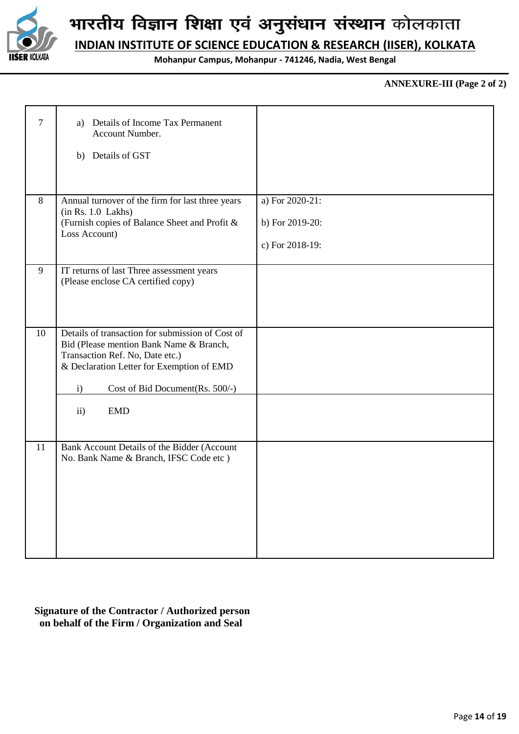# भारतीय विज्ञान शिक्षा एवं अनुसंधान संस्थान कोलकाता

## INDIAN INSTITUTE OF SCIENCE EDUCATION & RESEARCH (IISER), KOLKATA

**Mohanpur Campus, Mohanpur - 741246, Nadia, West Bengal**

**ANNEXURE-III (Page 2 of 2)**

| | | |
|---|---|---|
| 7 | a) Details of Income Tax Permanent Account Number.<br><br>b) Details of GST | |
| 8 | Annual turnover of the firm for last three years (in Rs. 1.0 Lakhs)<br>(Furnish copies of Balance Sheet and Profit & Loss Account) | a) For 2020-21:<br><br>b) For 2019-20:<br><br>c) For 2018-19: |
| 9 | IT returns of last Three assessment years<br>(Please enclose CA certified copy) | |
| 10 | Details of transaction for submission of Cost of Bid (Please mention Bank Name & Branch, Transaction Ref. No, Date etc.)<br>& Declaration Letter for Exemption of EMD<br><br>i) Cost of Bid Document(Rs. 500/-) | |
| | ii) EMD | |
| 11 | Bank Account Details of the Bidder (Account No. Bank Name & Branch, IFSC Code etc ) | |

**Signature of the Contractor / Authorized person on behalf of the Firm / Organization and Seal**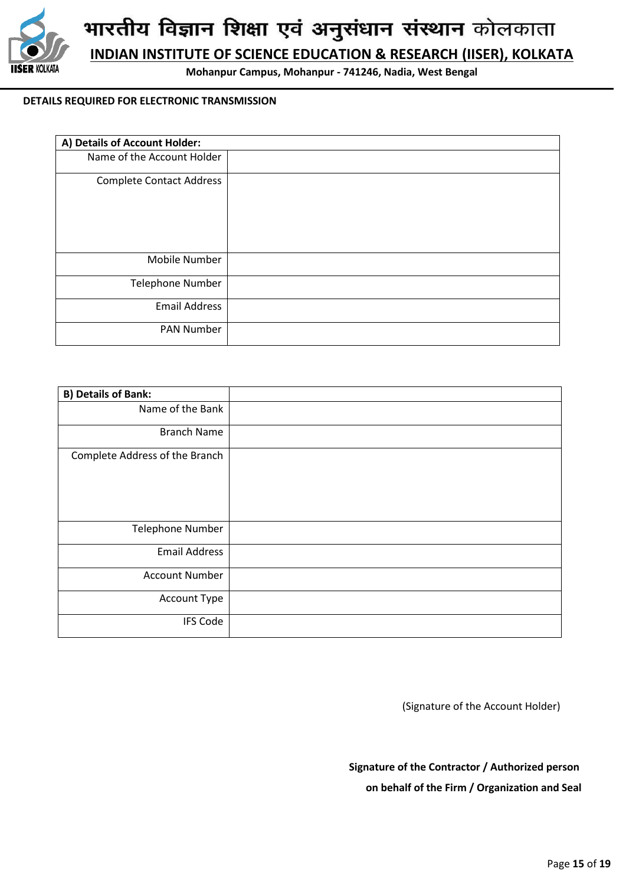# भारतीय विज्ञान शिक्षा एवं अनुसंधान संस्थान कोलकाता

## INDIAN INSTITUTE OF SCIENCE EDUCATION & RESEARCH (IISER), KOLKATA

**Mohanpur Campus, Mohanpur - 741246, Nadia, West Bengal**

**DETAILS REQUIRED FOR ELECTRONIC TRANSMISSION**

| **A) Details of Account Holder:** | |
|---|---|
| Name of the Account Holder | |
| Complete Contact Address | |
| Mobile Number | |
| Telephone Number | |
| Email Address | |
| PAN Number | |

| **B) Details of Bank:** | |
|---|---|
| Name of the Bank | |
| Branch Name | |
| Complete Address of the Branch | |
| Telephone Number | |
| Email Address | |
| Account Number | |
| Account Type | |
| IFS Code | |

(Signature of the Account Holder)

**Signature of the Contractor / Authorized person on behalf of the Firm / Organization and Seal**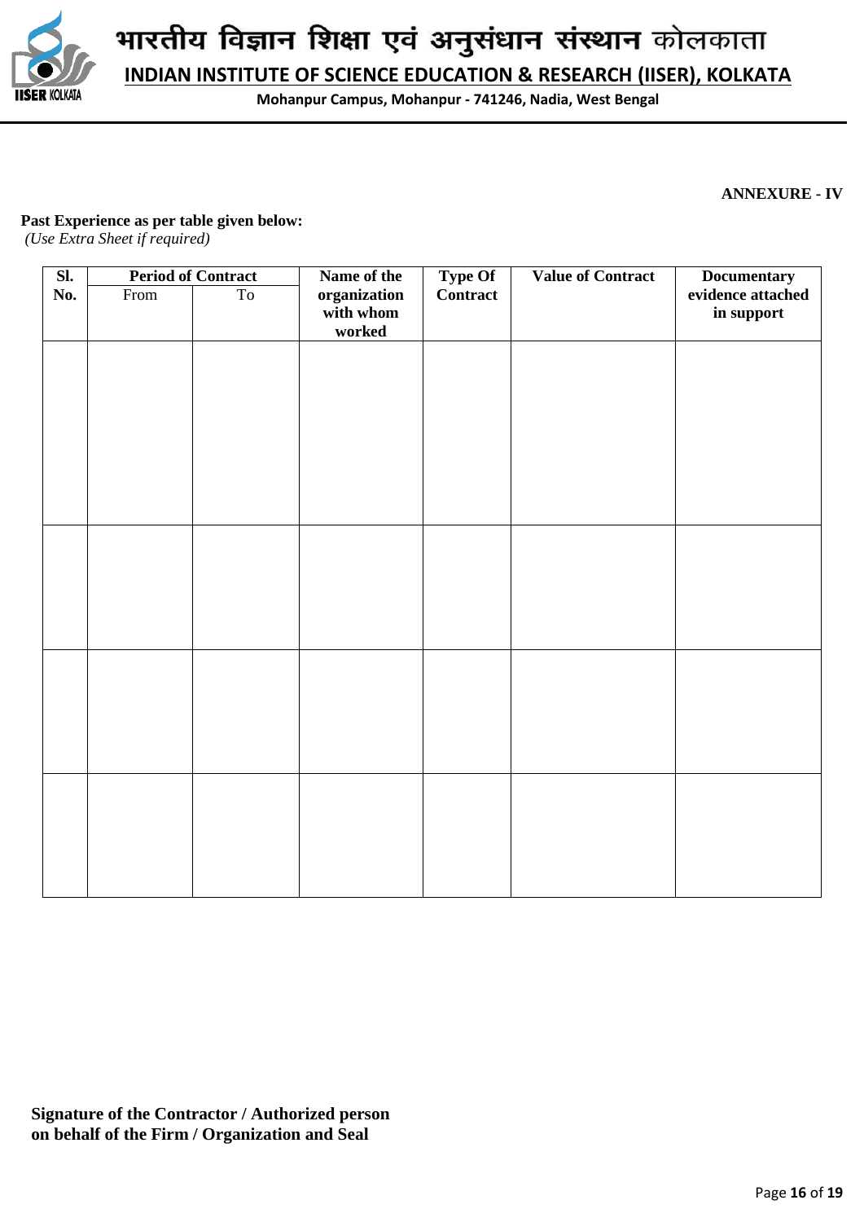भारतीय विज्ञान शिक्षा एवं अनुसंधान संस्थान कोलकाता

**INDIAN INSTITUTE OF SCIENCE EDUCATION & RESEARCH (IISER), KOLKATA**

**Mohanpur Campus, Mohanpur - 741246, Nadia, West Bengal**

**ANNEXURE - IV**

**Past Experience as per table given below:**
*(Use Extra Sheet if required)*

| Sl. No. | Period of Contract | | Name of the organization with whom worked | Type Of Contract | Value of Contract | Documentary evidence attached in support |
|---|---|---|---|---|---|---|
| | From | To | | | | |
| | | | | | | |
| | | | | | | |
| | | | | | | |
| | | | | | | |

**Signature of the Contractor / Authorized person on behalf of the Firm / Organization and Seal**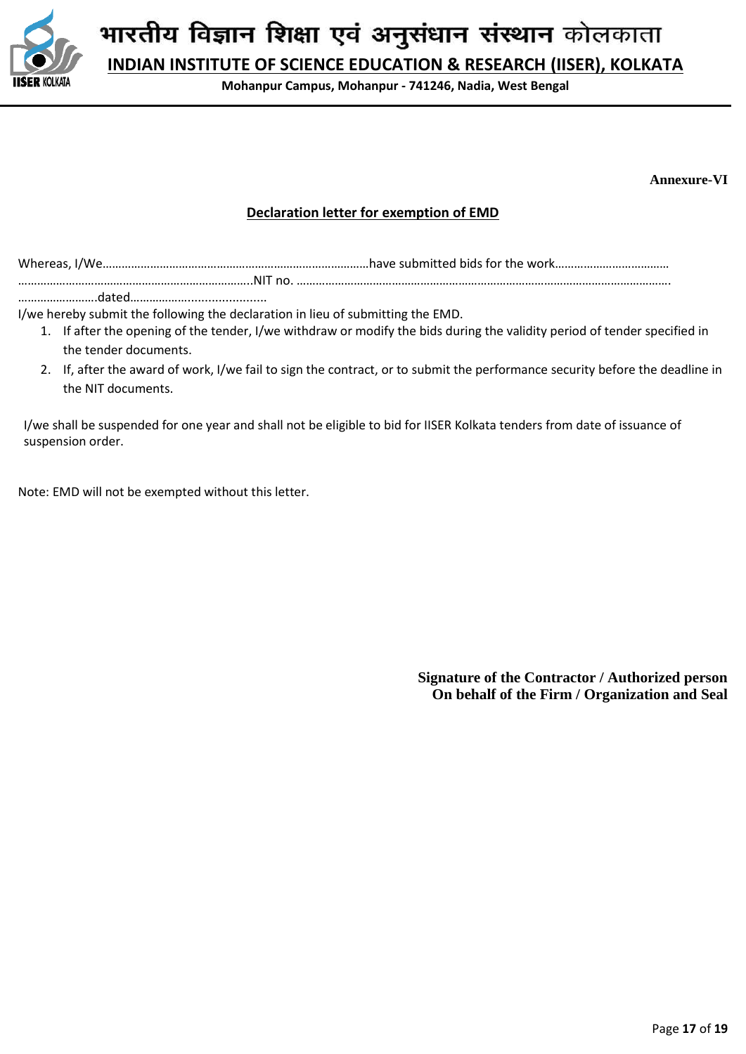भारतीय विज्ञान शिक्षा एवं अनुसंधान संस्थान कोलकाता

**INDIAN INSTITUTE OF SCIENCE EDUCATION & RESEARCH (IISER), KOLKATA**

**Mohanpur Campus, Mohanpur - 741246, Nadia, West Bengal**

**Annexure-VI**

## Declaration letter for exemption of EMD

Whereas, I/We…………………………………………………………………………have submitted bids for the work………………………………
…………………………………………………………………..NIT no. ………………………………………………………………………………………………………….
…………………….dated…………………......................

I/we hereby submit the following the declaration in lieu of submitting the EMD.

1. If after the opening of the tender, I/we withdraw or modify the bids during the validity period of tender specified in the tender documents.
2. If, after the award of work, I/we fail to sign the contract, or to submit the performance security before the deadline in the NIT documents.

I/we shall be suspended for one year and shall not be eligible to bid for IISER Kolkata tenders from date of issuance of suspension order.

Note: EMD will not be exempted without this letter.

**Signature of the Contractor / Authorized person**
**On behalf of the Firm / Organization and Seal**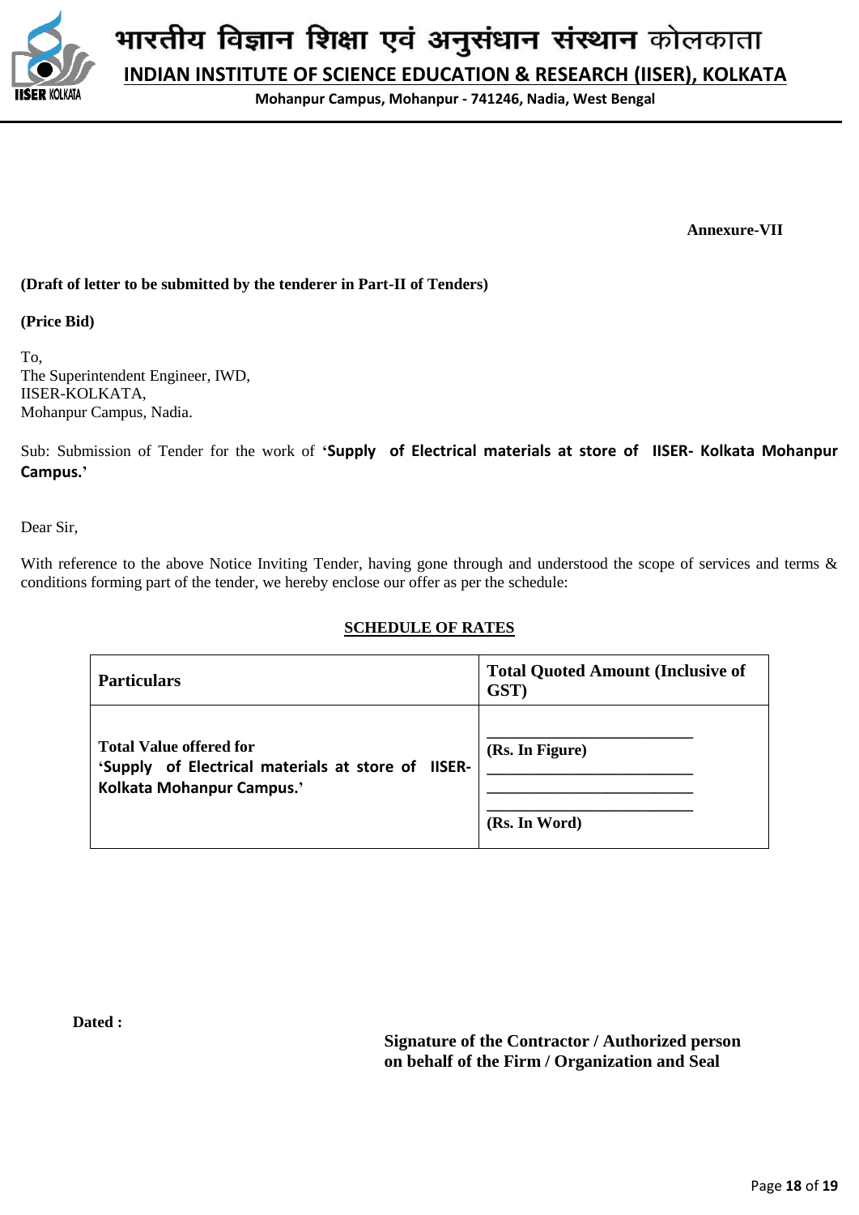भारतीय विज्ञान शिक्षा एवं अनुसंधान संस्थान कोलकाता

**INDIAN INSTITUTE OF SCIENCE EDUCATION & RESEARCH (IISER), KOLKATA**

**Mohanpur Campus, Mohanpur - 741246, Nadia, West Bengal**

**Annexure-VII**

**(Draft of letter to be submitted by the tenderer in Part-II of Tenders)**

**(Price Bid)**

To,
The Superintendent Engineer, IWD,
IISER-KOLKATA,
Mohanpur Campus, Nadia.

Sub: Submission of Tender for the work of **'Supply of Electrical materials at store of IISER- Kolkata Mohanpur Campus.'**

Dear Sir,

With reference to the above Notice Inviting Tender, having gone through and understood the scope of services and terms & conditions forming part of the tender, we hereby enclose our offer as per the schedule:

**SCHEDULE OF RATES**

| **Particulars** | **Total Quoted Amount (Inclusive of GST)** |
|---|---|
| **Total Value offered for 'Supply of Electrical materials at store of IISER- Kolkata Mohanpur Campus.'** | ________________________ **(Rs. In Figure)** ________________________ ________________________ ________________________ **(Rs. In Word)** |

**Dated :**

**Signature of the Contractor / Authorized person on behalf of the Firm / Organization and Seal**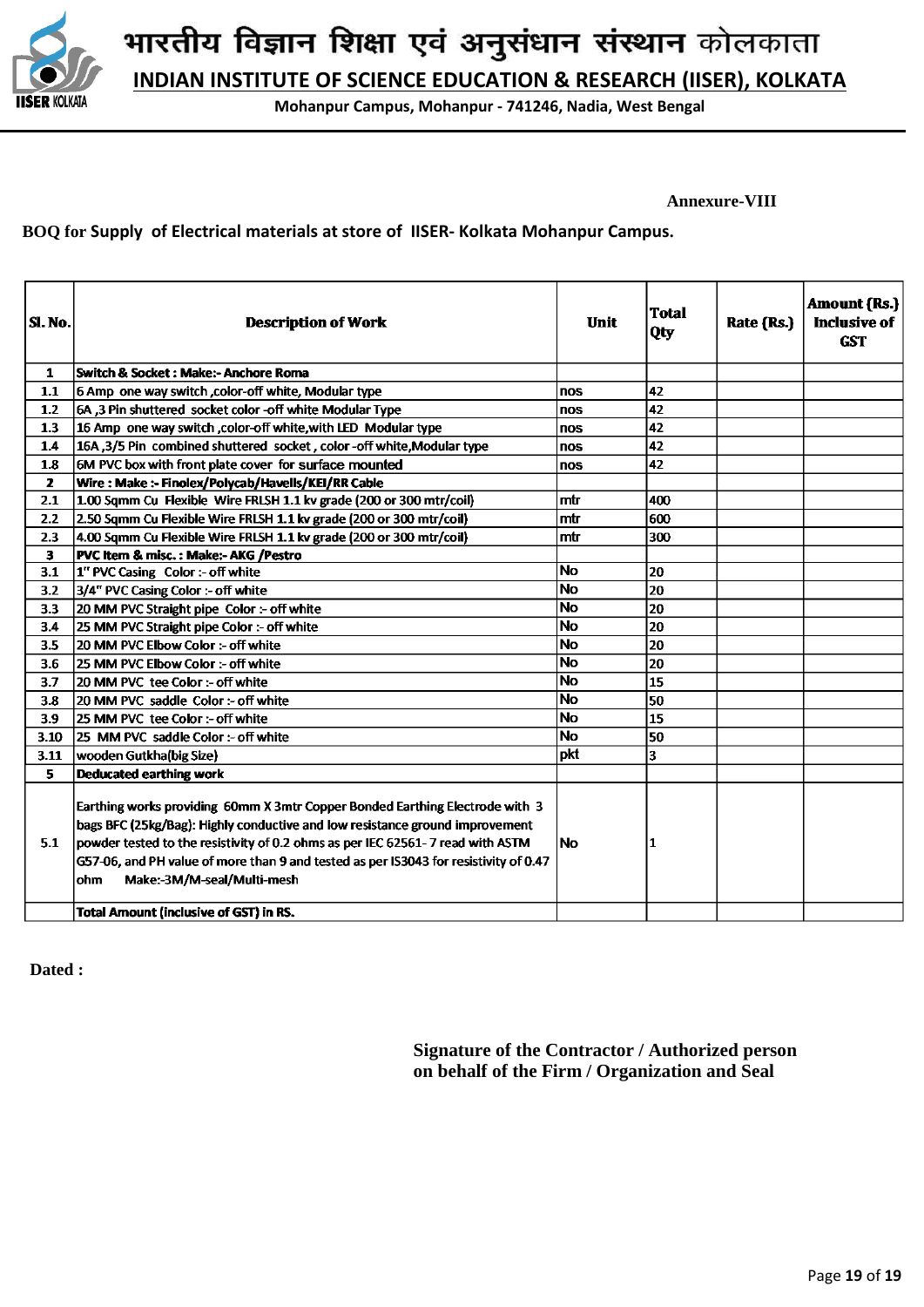# भारतीय विज्ञान शिक्षा एवं अनुसंधान संस्थान कोलकाता

## INDIAN INSTITUTE OF SCIENCE EDUCATION & RESEARCH (IISER), KOLKATA

**Mohanpur Campus, Mohanpur - 741246, Nadia, West Bengal**

**Annexure-VIII**

**BOQ for Supply of Electrical materials at store of IISER- Kolkata Mohanpur Campus.**

| Sl. No. | Description of Work | Unit | Total Qty | Rate (Rs.) | Amount (Rs.) Inclusive of GST |
|---|---|---|---|---|---|
| 1 | **Switch & Socket : Make:- Anchore Roma** | | | | |
| 1.1 | 6 Amp one way switch ,color-off white, Modular type | nos | 42 | | |
| 1.2 | 6A ,3 Pin shuttered socket color -off white Modular Type | nos | 42 | | |
| 1.3 | 16 Amp one way switch ,color-off white,with LED Modular type | nos | 42 | | |
| 1.4 | 16A ,3/5 Pin combined shuttered socket , color -off white,Modular type | nos | 42 | | |
| 1.8 | 6M PVC box with front plate cover for surface mounted | nos | 42 | | |
| 2 | **Wire : Make :- Finolex/Polycab/Havells/KEI/RR Cable** | | | | |
| 2.1 | 1.00 Sqmm Cu Flexible Wire FRLSH 1.1 kv grade (200 or 300 mtr/coil) | mtr | 400 | | |
| 2.2 | 2.50 Sqmm Cu Flexible Wire FRLSH 1.1 kv grade (200 or 300 mtr/coil) | mtr | 600 | | |
| 2.3 | 4.00 Sqmm Cu Flexible Wire FRLSH 1.1 kv grade (200 or 300 mtr/coil) | mtr | 300 | | |
| 3 | **PVC Item & misc. : Make:- AKG /Pestro** | | | | |
| 3.1 | 1" PVC Casing Color :- off white | No | 20 | | |
| 3.2 | 3/4" PVC Casing Color :- off white | No | 20 | | |
| 3.3 | 20 MM PVC Straight pipe Color :- off white | No | 20 | | |
| 3.4 | 25 MM PVC Straight pipe Color :- off white | No | 20 | | |
| 3.5 | 20 MM PVC Elbow Color :- off white | No | 20 | | |
| 3.6 | 25 MM PVC Elbow Color :- off white | No | 20 | | |
| 3.7 | 20 MM PVC tee Color :- off white | No | 15 | | |
| 3.8 | 20 MM PVC saddle Color :- off white | No | 50 | | |
| 3.9 | 25 MM PVC tee Color :- off white | No | 15 | | |
| 3.10 | 25 MM PVC saddle Color :- off white | No | 50 | | |
| 3.11 | wooden Gutkha(big Size) | pkt | 3 | | |
| 5 | **Dedducated earthing work** | | | | |
| 5.1 | Earthing works providing 60mm X 3mtr Copper Bonded Earthing Electrode with 3 bags BFC (25kg/Bag): Highly conductive and low resistance ground improvement powder tested to the resistivity of 0.2 ohms as per IEC 62561- 7 read with ASTM G57-06, and PH value of more than 9 and tested as per IS3043 for resistivity of 0.47 ohm Make:-3M/M-seal/Multi-mesh | No | 1 | | |
| | **Total Amount (inclusive of GST) in RS.** | | | | |

**Dated :**

**Signature of the Contractor / Authorized person on behalf of the Firm / Organization and Seal**